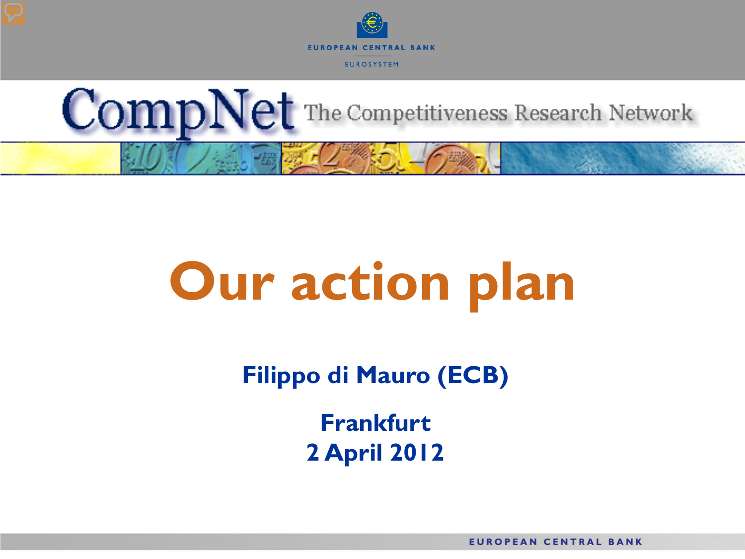EUROPEAN CENTRAL BANK

EUROSYSTEM

CompNet The Competitiveness Research Network

# Our action plan

**Filippo di Mauro (ECB)**

**Frankfurt**
**2 April 2012**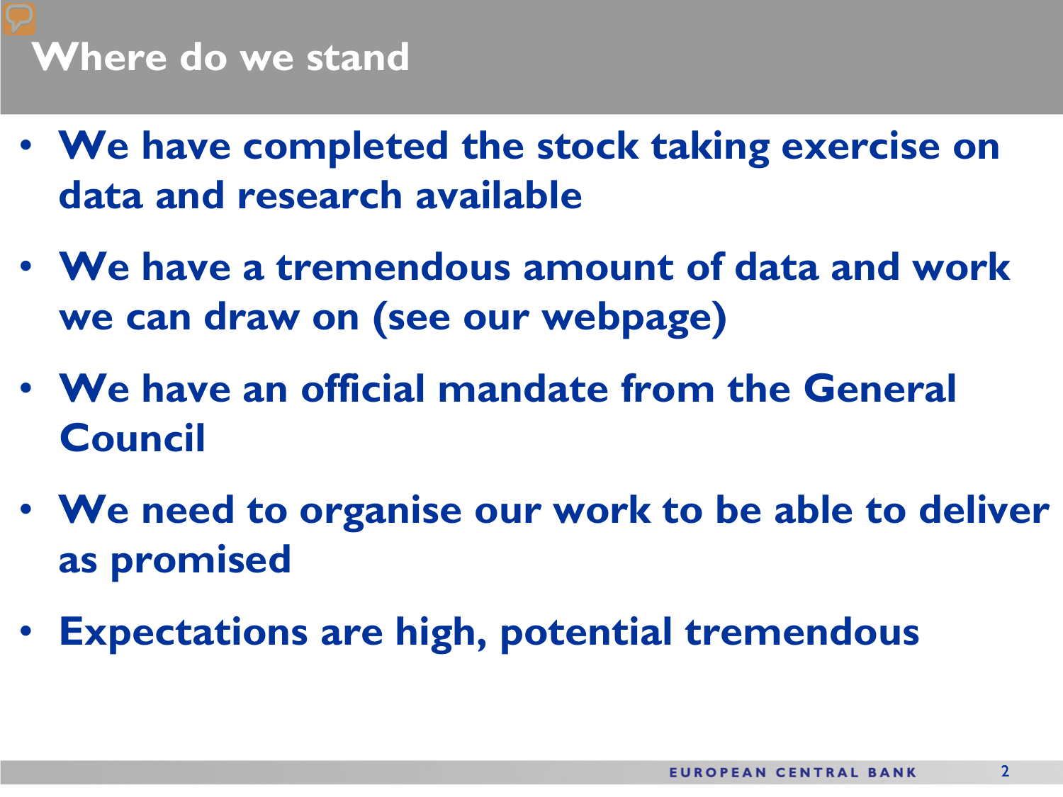# Where do we stand

- **We have completed the stock taking exercise on data and research available**
- **We have a tremendous amount of data and work we can draw on (see our webpage)**
- **We have an official mandate from the General Council**
- **We need to organise our work to be able to deliver as promised**
- **Expectations are high, potential tremendous**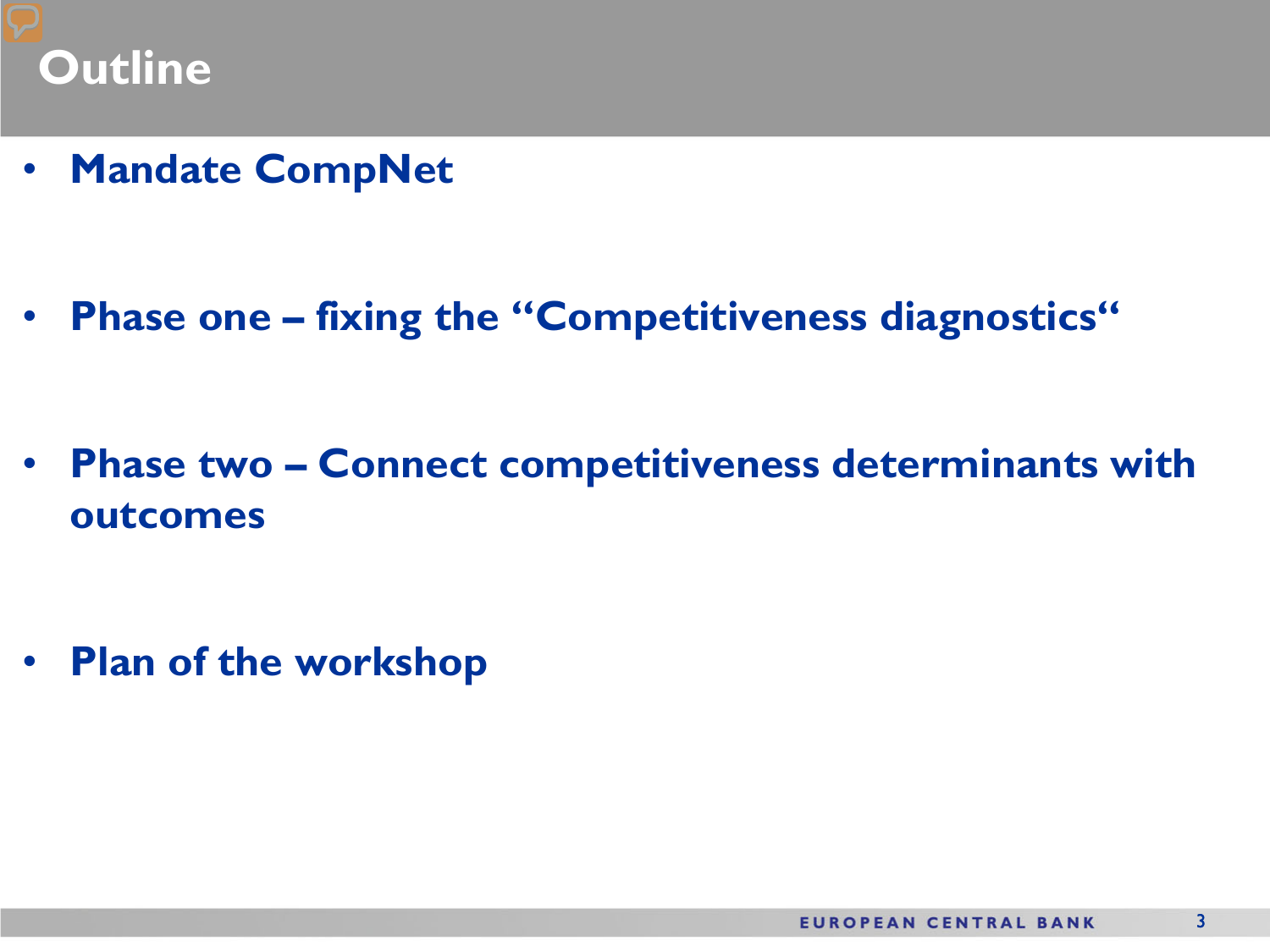# Outline

- **Mandate CompNet**
- **Phase one – fixing the "Competitiveness diagnostics"**
- **Phase two – Connect competitiveness determinants with outcomes**
- **Plan of the workshop**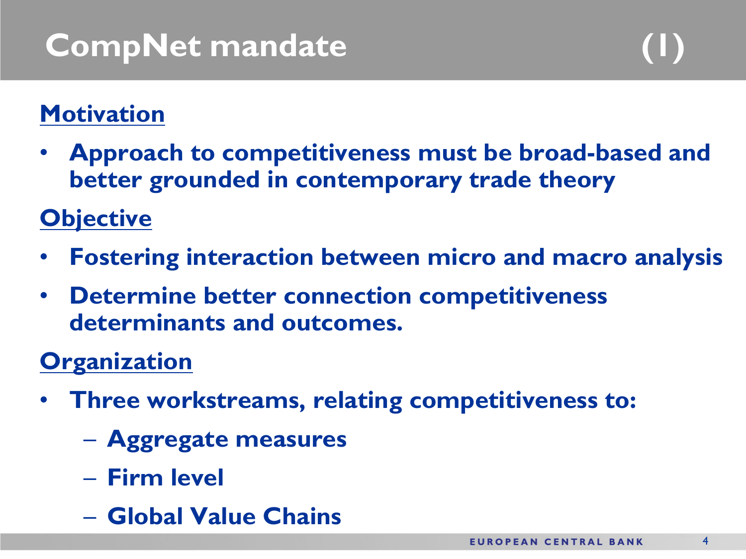# CompNet mandate (1)

**Motivation**

- Approach to competitiveness must be broad-based and better grounded in contemporary trade theory

**Objective**

- Fostering interaction between micro and macro analysis
- Determine better connection competitiveness determinants and outcomes.

**Organization**

- Three workstreams, relating competitiveness to:
  - Aggregate measures
  - Firm level
  - Global Value Chains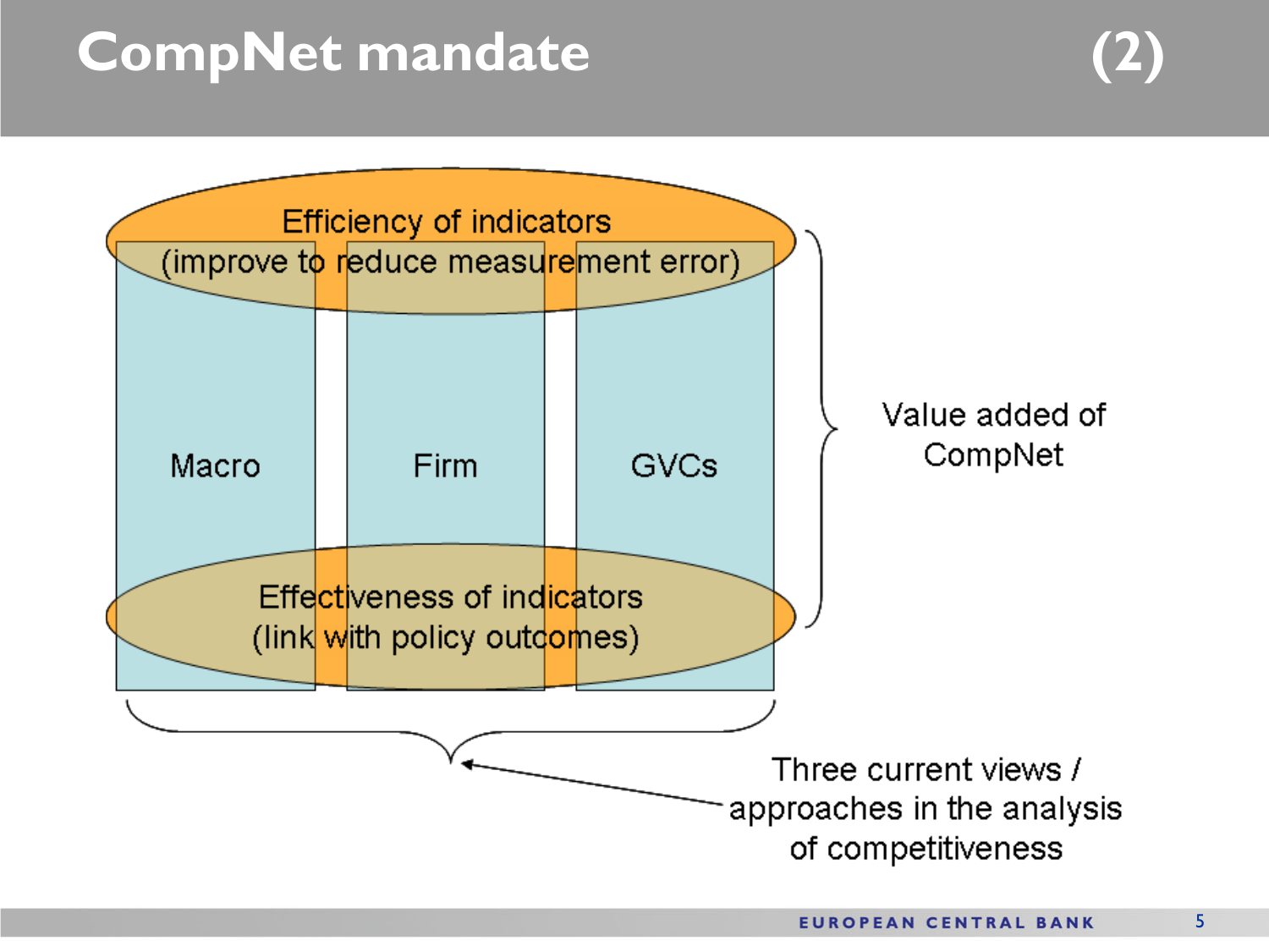# CompNet mandate (2)

Efficiency of indicators
(improve to reduce measurement error)

Macro

Firm

GVCs

Effectiveness of indicators
(link with policy outcomes)

Value added of CompNet

Three current views / approaches in the analysis of competitiveness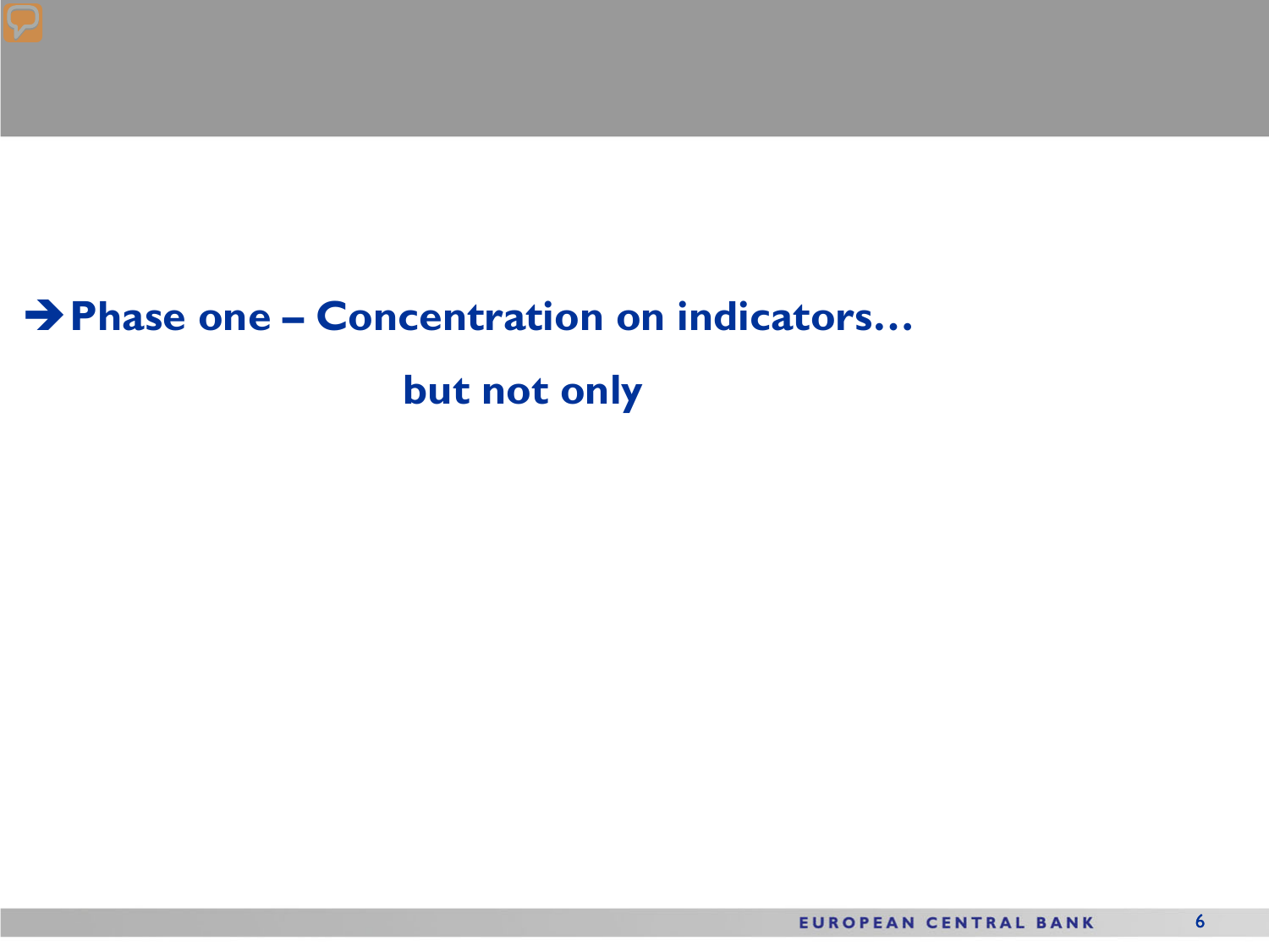**➔ Phase one – Concentration on indicators…**

**but not only**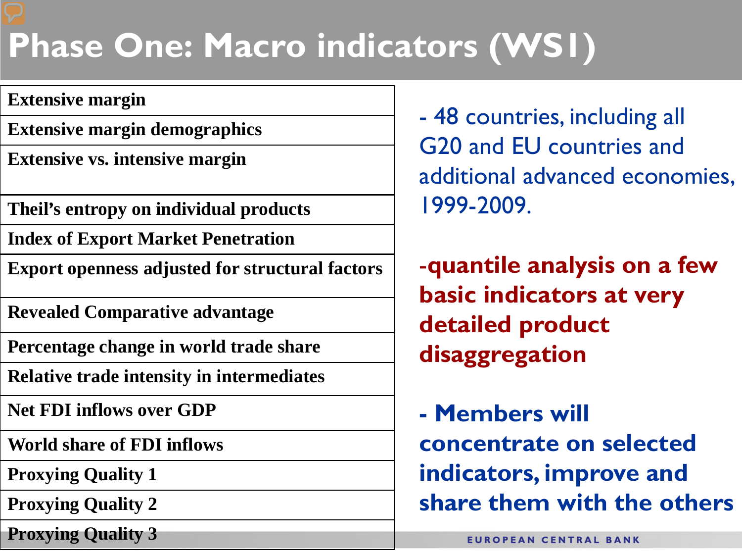# Phase One: Macro indicators (WS1)

| Extensive margin |
|---|
| Extensive margin demographics |
| Extensive vs. intensive margin |
| Theil's entropy on individual products |
| Index of Export Market Penetration |
| Export openness adjusted for structural factors |
| Revealed Comparative advantage |
| Percentage change in world trade share |
| Relative trade intensity in intermediates |
| Net FDI inflows over GDP |
| World share of FDI inflows |
| Proxying Quality 1 |
| Proxying Quality 2 |
| Proxying Quality 3 |

- 48 countries, including all G20 and EU countries and additional advanced economies, 1999-2009.

**-quantile analysis on a few basic indicators at very detailed product disaggregation**

**- Members will concentrate on selected indicators, improve and share them with the others**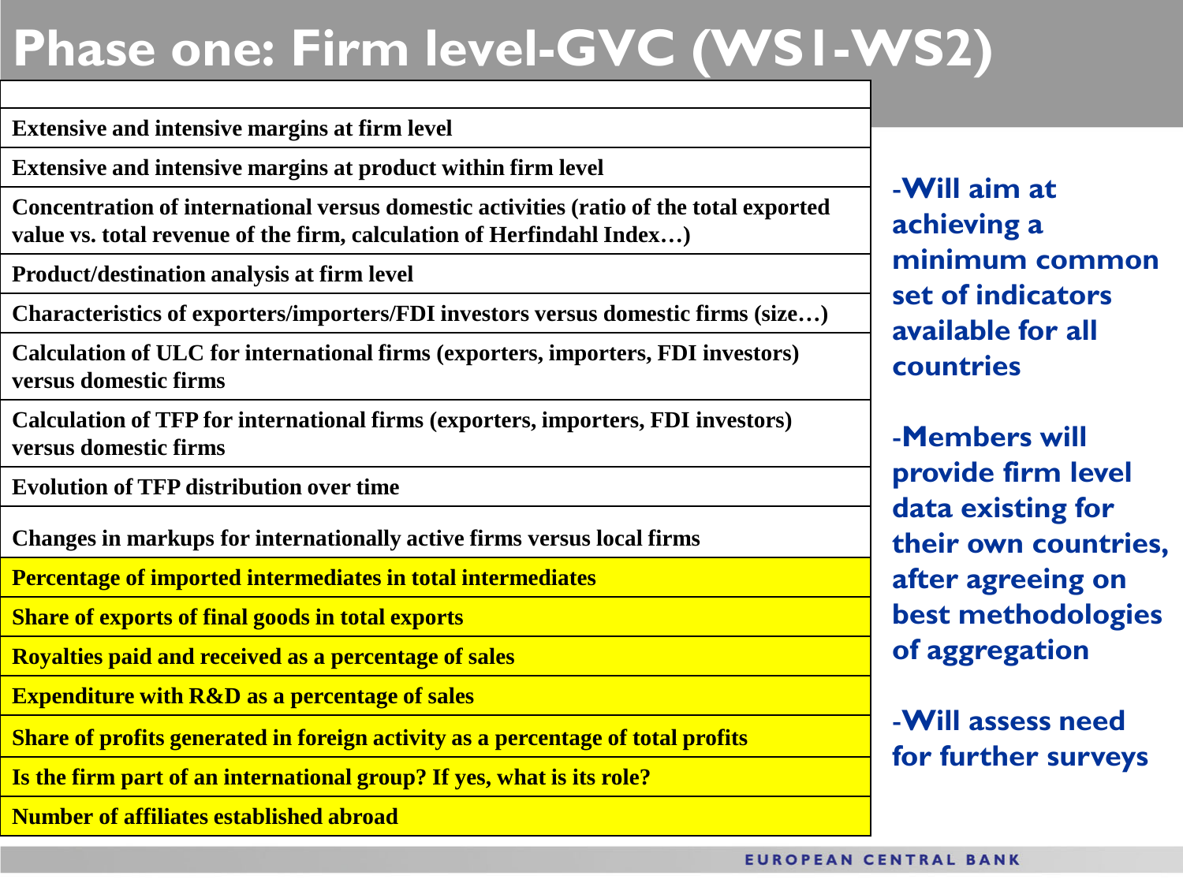# Phase one: Firm level-GVC (WS1-WS2)

| |
|---|
| **Extensive and intensive margins at firm level** |
| **Extensive and intensive margins at product within firm level** |
| **Concentration of international versus domestic activities (ratio of the total exported value vs. total revenue of the firm, calculation of Herfindahl Index…)** |
| **Product/destination analysis at firm level** |
| **Characteristics of exporters/importers/FDI investors versus domestic firms (size…)** |
| **Calculation of ULC for international firms (exporters, importers, FDI investors) versus domestic firms** |
| **Calculation of TFP for international firms (exporters, importers, FDI investors) versus domestic firms** |
| **Evolution of TFP distribution over time** |
| **Changes in markups for internationally active firms versus local firms** |
| **Percentage of imported intermediates in total intermediates** |
| **Share of exports of final goods in total exports** |
| **Royalties paid and received as a percentage of sales** |
| **Expenditure with R&D as a percentage of sales** |
| **Share of profits generated in foreign activity as a percentage of total profits** |
| **Is the firm part of an international group? If yes, what is its role?** |
| **Number of affiliates established abroad** |

- **Will aim at achieving a minimum common set of indicators available for all countries**
- **Members will provide firm level data existing for their own countries, after agreeing on best methodologies of aggregation**
- **Will assess need for further surveys**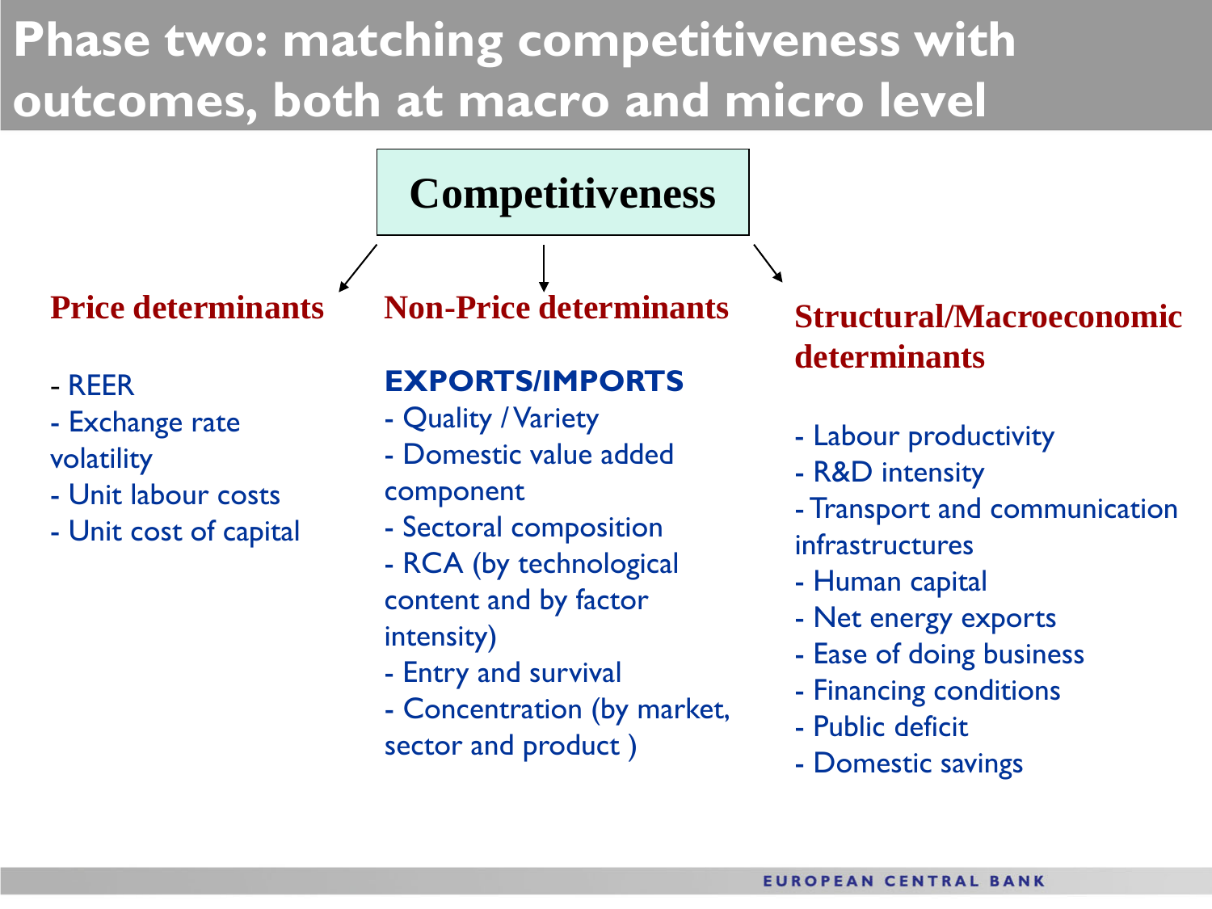# Phase two: matching competitiveness with outcomes, both at macro and micro level

## Competitiveness

### Price determinants

- REER
- Exchange rate volatility
- Unit labour costs
- Unit cost of capital

### Non-Price determinants

**EXPORTS/IMPORTS**

- Quality / Variety
- Domestic value added component
- Sectoral composition
- RCA (by technological content and by factor intensity)
- Entry and survival
- Concentration (by market, sector and product )

### Structural/Macroeconomic determinants

- Labour productivity
- R&D intensity
- Transport and communication infrastructures
- Human capital
- Net energy exports
- Ease of doing business
- Financing conditions
- Public deficit
- Domestic savings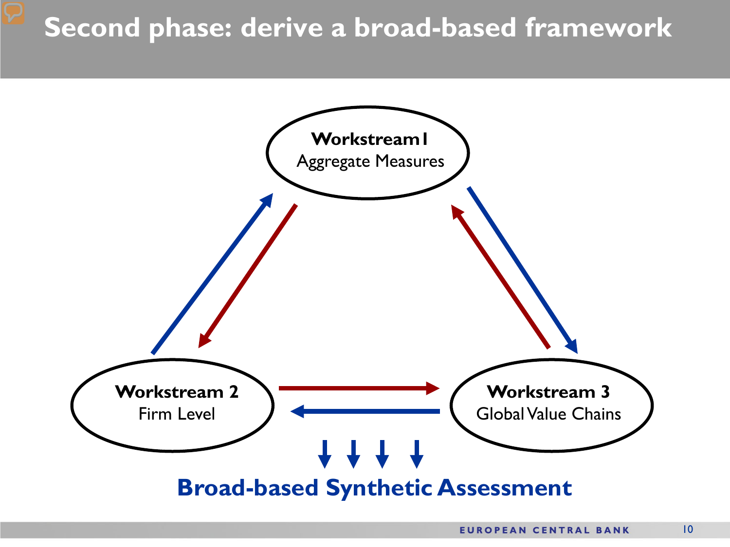# Second phase: derive a broad-based framework

**Workstream 1**
Aggregate Measures

**Workstream 2**
Firm Level

**Workstream 3**
Global Value Chains

**Broad-based Synthetic Assessment**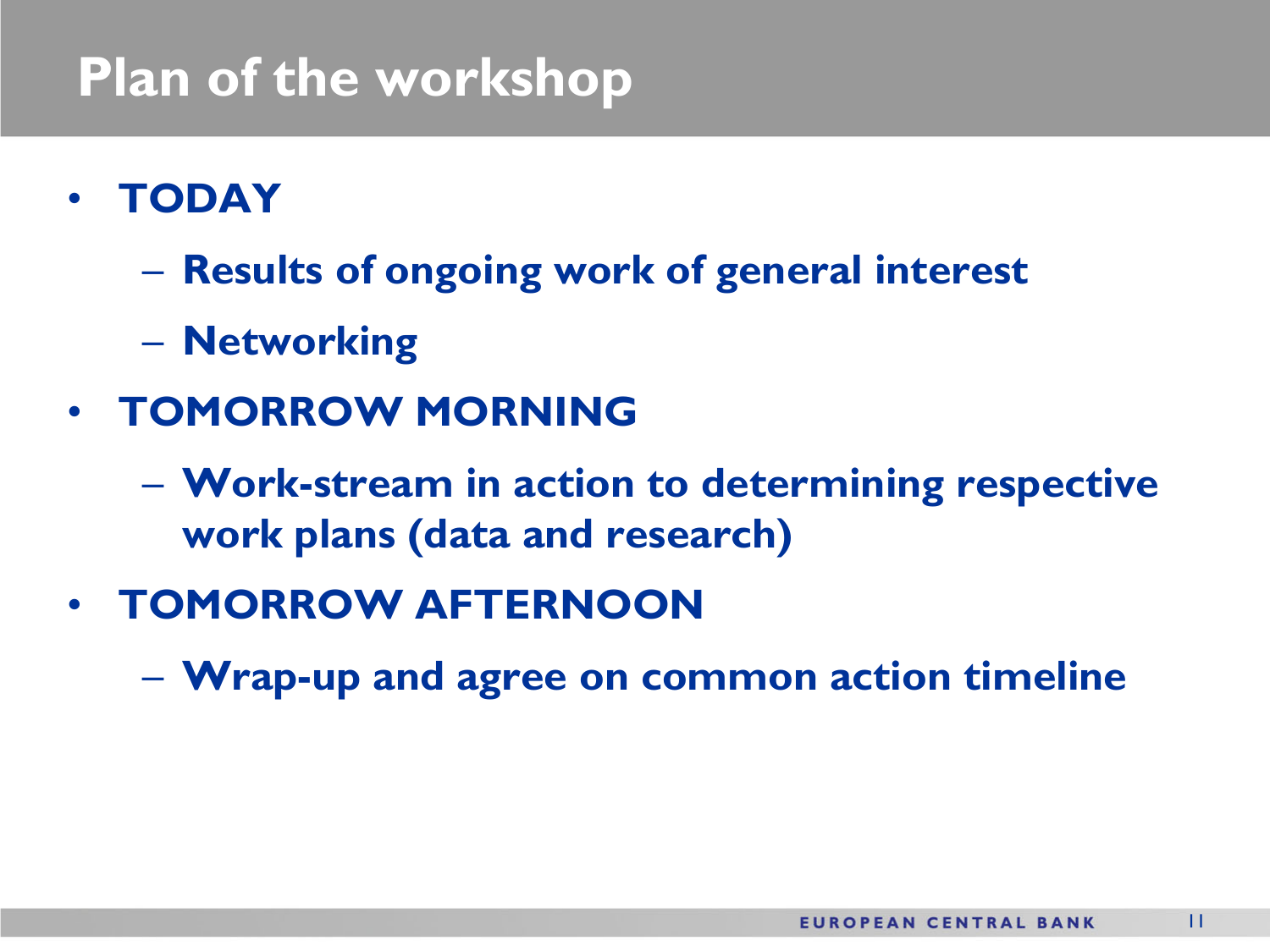# Plan of the workshop

- **TODAY**
  - **Results of ongoing work of general interest**
  - **Networking**
- **TOMORROW MORNING**
  - **Work-stream in action to determining respective work plans (data and research)**
- **TOMORROW AFTERNOON**
  - **Wrap-up and agree on common action timeline**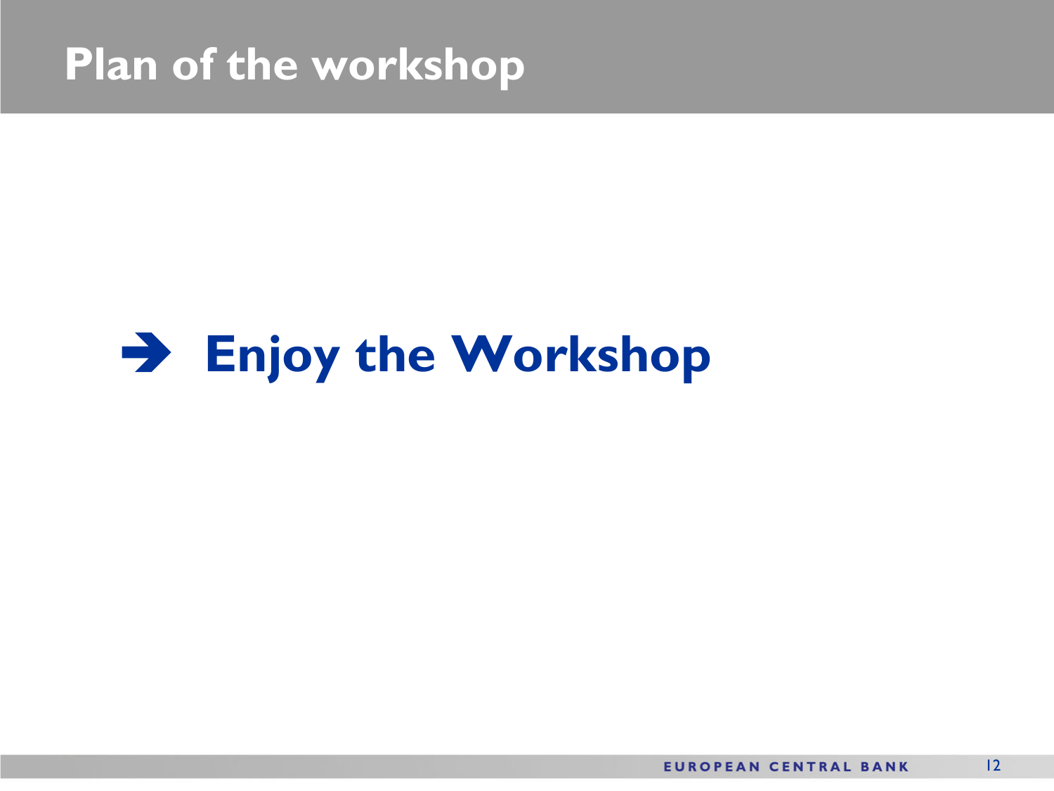# Plan of the workshop

➔ **Enjoy the Workshop**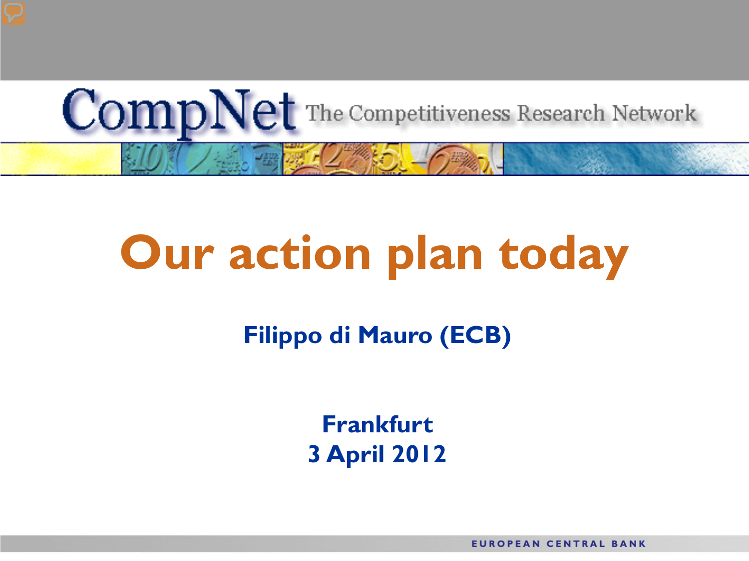CompNet The Competitiveness Research Network

# Our action plan today

**Filippo di Mauro (ECB)**

**Frankfurt**
**3 April 2012**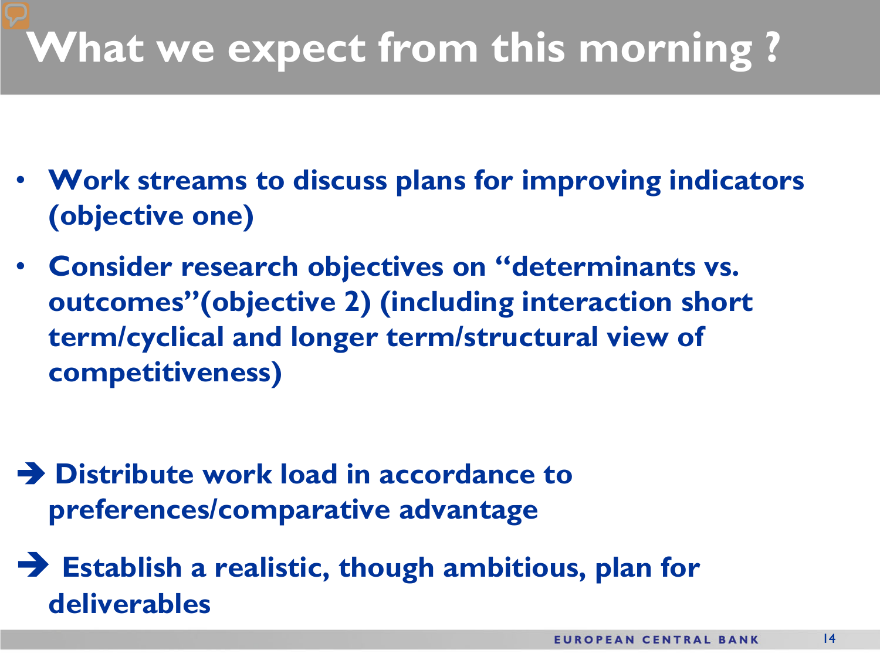# What we expect from this morning ?

- **Work streams to discuss plans for improving indicators (objective one)**
- **Consider research objectives on “determinants vs. outcomes”(objective 2) (including interaction short term/cyclical and longer term/structural view of competitiveness)**

➔ **Distribute work load in accordance to preferences/comparative advantage**

➔ **Establish a realistic, though ambitious, plan for deliverables**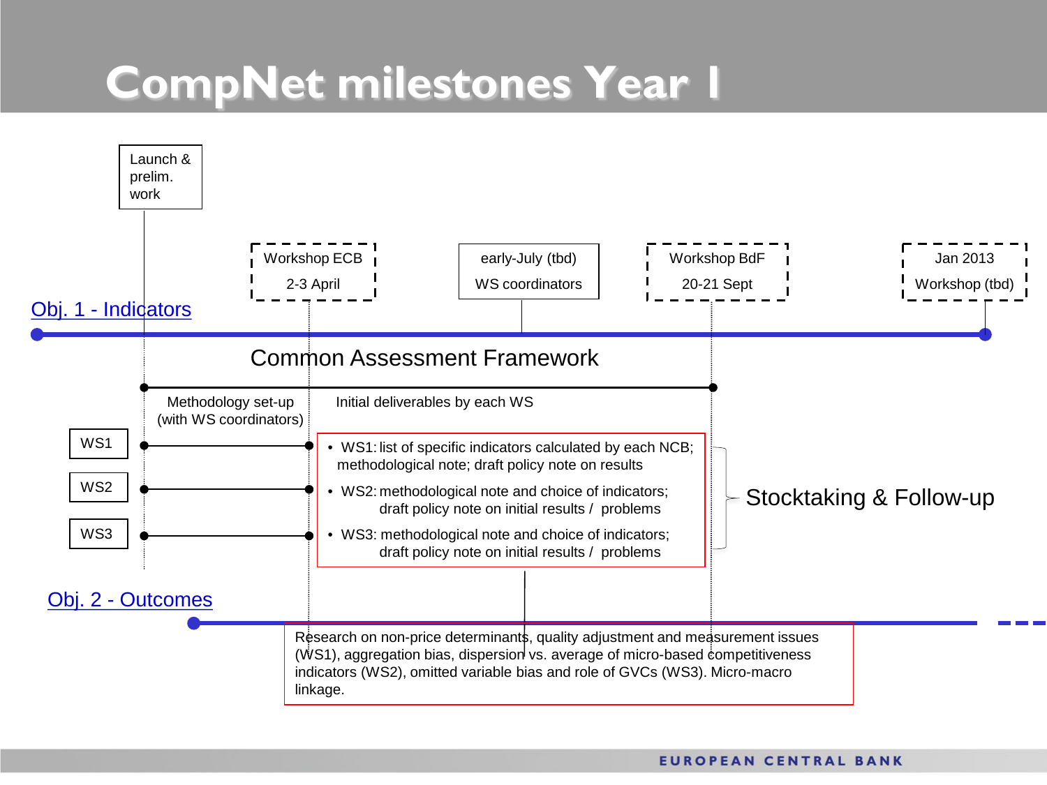# CompNet milestones Year 1

Launch & prelim. work

Workshop ECB 2-3 April

early-July (tbd) WS coordinators

Workshop BdF 20-21 Sept

Jan 2013 Workshop (tbd)

Obj. 1 - Indicators

Common Assessment Framework

Methodology set-up (with WS coordinators)

Initial deliverables by each WS

WS1

WS2

WS3

- WS1: list of specific indicators calculated by each NCB; methodological note; draft policy note on results
- WS2: methodological note and choice of indicators; draft policy note on initial results / problems
- WS3: methodological note and choice of indicators; draft policy note on initial results / problems

Stocktaking & Follow-up

Obj. 2 - Outcomes

Research on non-price determinants, quality adjustment and measurement issues (WS1), aggregation bias, dispersion vs. average of micro-based competitiveness indicators (WS2), omitted variable bias and role of GVCs (WS3). Micro-macro linkage.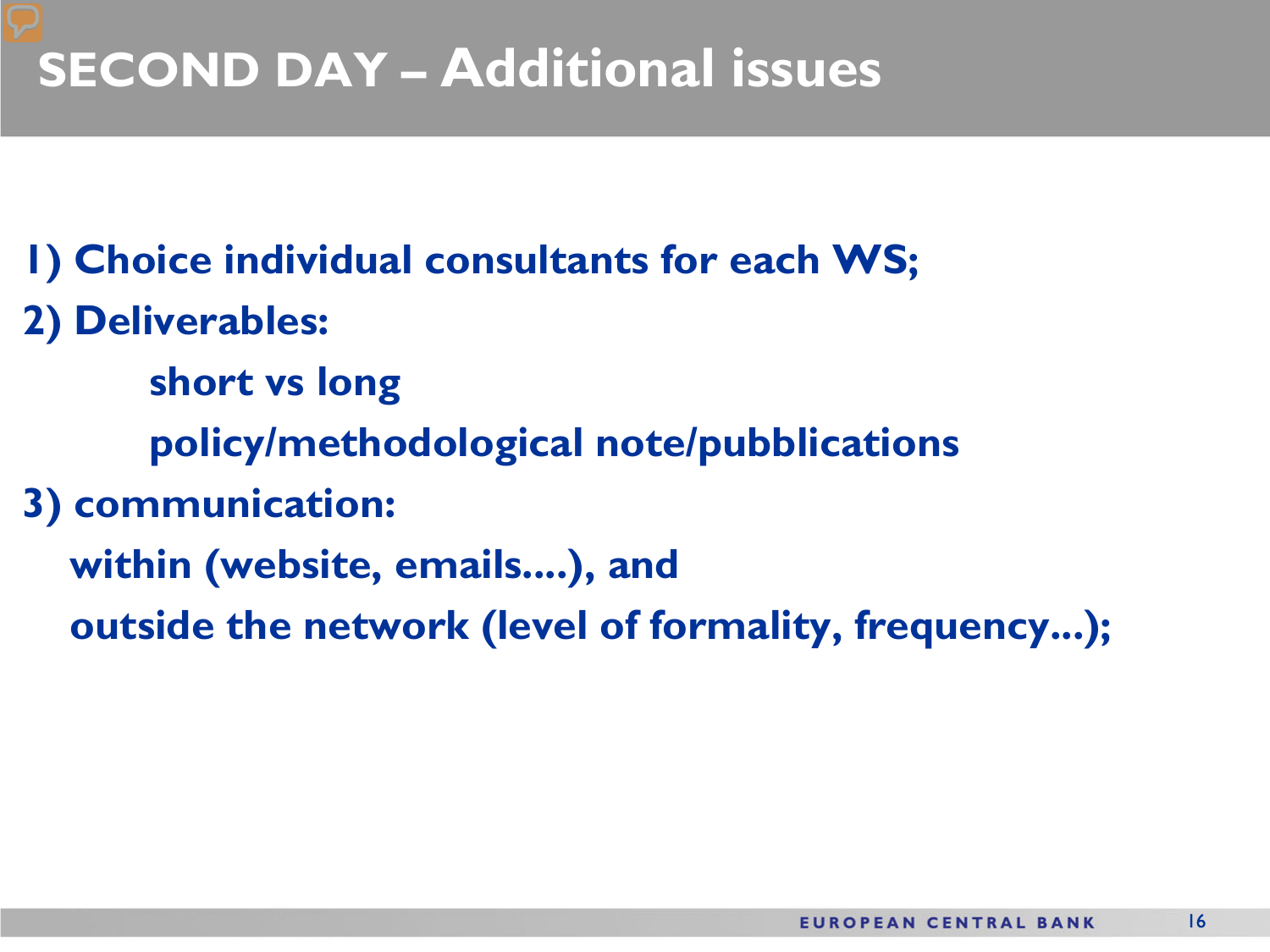# SECOND DAY – Additional issues

**1) Choice individual consultants for each WS;**

**2) Deliverables:**

- **short vs long**
- **policy/methodological note/pubblications**

**3) communication:**

- **within (website, emails....), and**
- **outside the network (level of formality, frequency...);**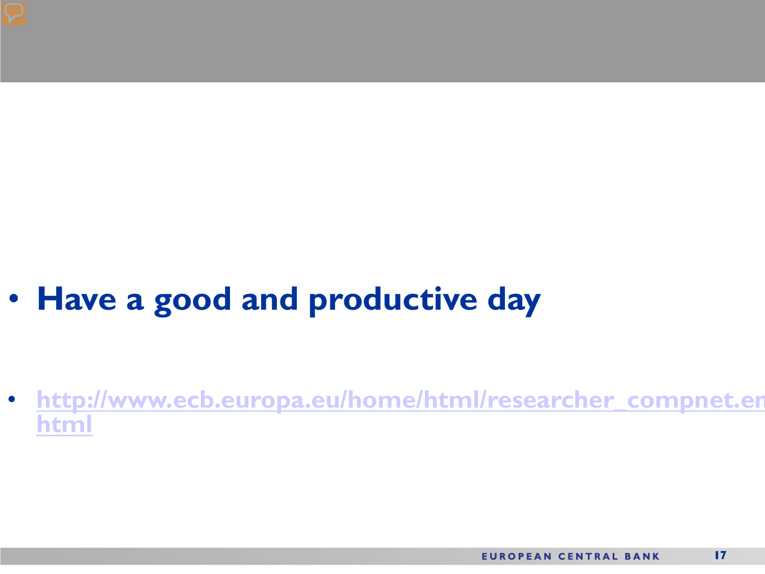- **Have a good and productive day**

- **http://www.ecb.europa.eu/home/html/researcher_compnet.en.html**